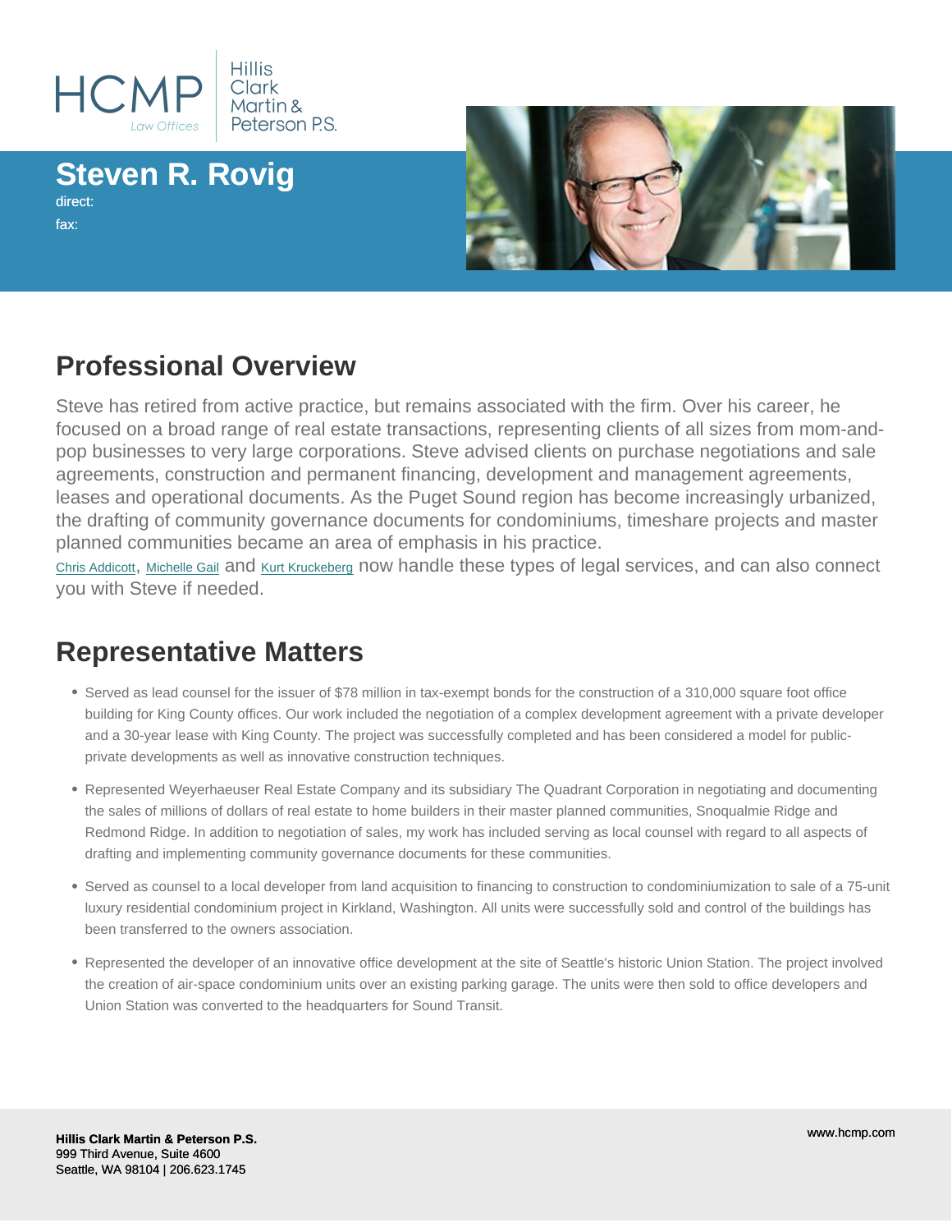HCMP Law Offices | Hillis Clark Martin & Peterson P.S.

# Steven R. Rovig

direct:

fax:

## Professional Overview

Steve has retired from active practice, but remains associated with the firm. Over his career, he focused on a broad range of real estate transactions, representing clients of all sizes from mom-and-pop businesses to very large corporations. Steve advised clients on purchase negotiations and sale agreements, construction and permanent financing, development and management agreements, leases and operational documents. As the Puget Sound region has become increasingly urbanized, the drafting of community governance documents for condominiums, timeshare projects and master planned communities became an area of emphasis in his practice.

Chris Addicott, Michelle Gail and Kurt Kruckeberg now handle these types of legal services, and can also connect you with Steve if needed.

## Representative Matters

- Served as lead counsel for the issuer of $78 million in tax-exempt bonds for the construction of a 310,000 square foot office building for King County offices. Our work included the negotiation of a complex development agreement with a private developer and a 30-year lease with King County. The project was successfully completed and has been considered a model for public-private developments as well as innovative construction techniques.
- Represented Weyerhaeuser Real Estate Company and its subsidiary The Quadrant Corporation in negotiating and documenting the sales of millions of dollars of real estate to home builders in their master planned communities, Snoqualmie Ridge and Redmond Ridge. In addition to negotiation of sales, my work has included serving as local counsel with regard to all aspects of drafting and implementing community governance documents for these communities.
- Served as counsel to a local developer from land acquisition to financing to construction to condominiumization to sale of a 75-unit luxury residential condominium project in Kirkland, Washington. All units were successfully sold and control of the buildings has been transferred to the owners association.
- Represented the developer of an innovative office development at the site of Seattle's historic Union Station. The project involved the creation of air-space condominium units over an existing parking garage. The units were then sold to office developers and Union Station was converted to the headquarters for Sound Transit.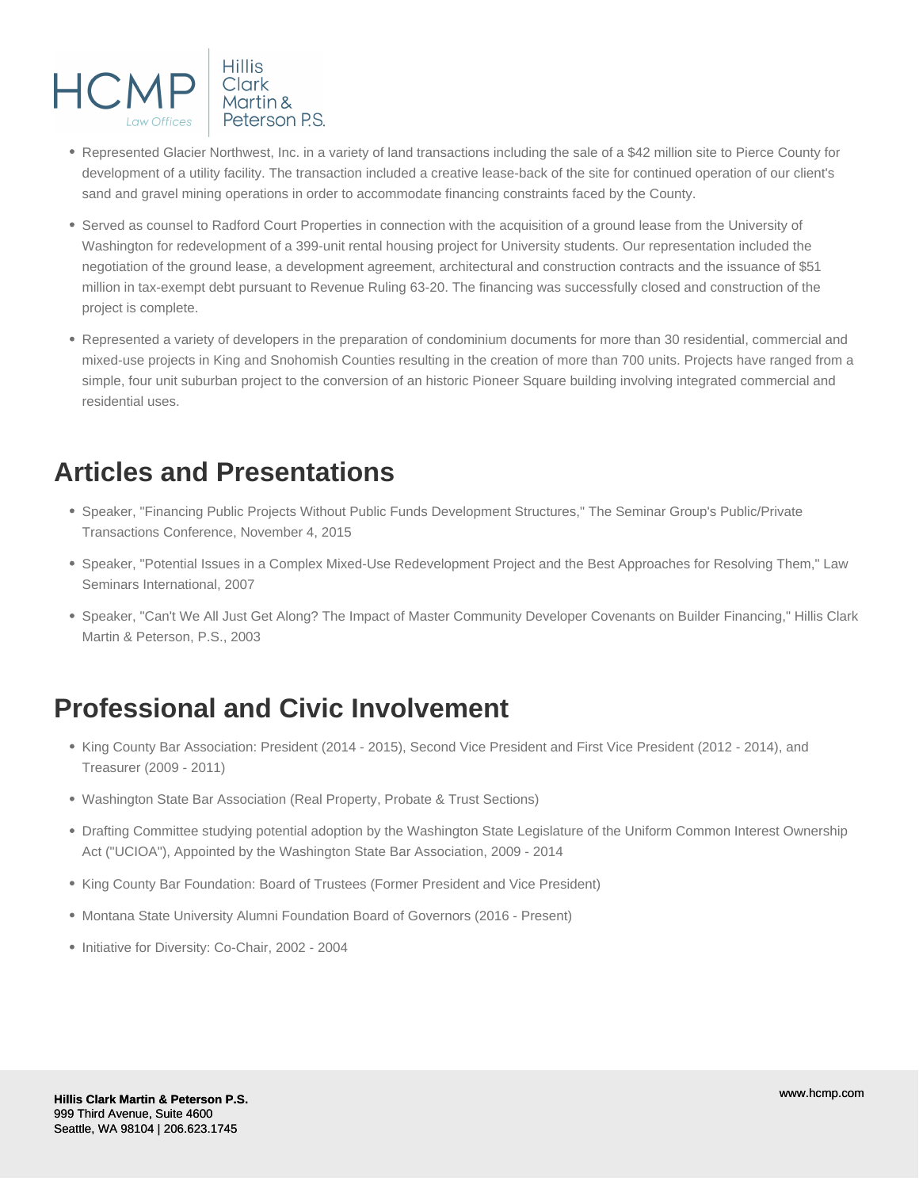- Represented Glacier Northwest, Inc. in a variety of land transactions including the sale of a $42 million site to Pierce County for development of a utility facility. The transaction included a creative lease-back of the site for continued operation of our client's sand and gravel mining operations in order to accommodate financing constraints faced by the County.
- Served as counsel to Radford Court Properties in connection with the acquisition of a ground lease from the University of Washington for redevelopment of a 399-unit rental housing project for University students. Our representation included the negotiation of the ground lease, a development agreement, architectural and construction contracts and the issuance of $51 million in tax-exempt debt pursuant to Revenue Ruling 63-20. The financing was successfully closed and construction of the project is complete.
- Represented a variety of developers in the preparation of condominium documents for more than 30 residential, commercial and mixed-use projects in King and Snohomish Counties resulting in the creation of more than 700 units. Projects have ranged from a simple, four unit suburban project to the conversion of an historic Pioneer Square building involving integrated commercial and residential uses.

## Articles and Presentations

- Speaker, "Financing Public Projects Without Public Funds Development Structures," The Seminar Group's Public/Private Transactions Conference, November 4, 2015
- Speaker, "Potential Issues in a Complex Mixed-Use Redevelopment Project and the Best Approaches for Resolving Them," Law Seminars International, 2007
- Speaker, "Can't We All Just Get Along? The Impact of Master Community Developer Covenants on Builder Financing," Hillis Clark Martin & Peterson, P.S., 2003

## Professional and Civic Involvement

- King County Bar Association: President (2014 - 2015), Second Vice President and First Vice President (2012 - 2014), and Treasurer (2009 - 2011)
- Washington State Bar Association (Real Property, Probate & Trust Sections)
- Drafting Committee studying potential adoption by the Washington State Legislature of the Uniform Common Interest Ownership Act ("UCIOA"), Appointed by the Washington State Bar Association, 2009 - 2014
- King County Bar Foundation: Board of Trustees (Former President and Vice President)
- Montana State University Alumni Foundation Board of Governors (2016 - Present)
- Initiative for Diversity: Co-Chair, 2002 - 2004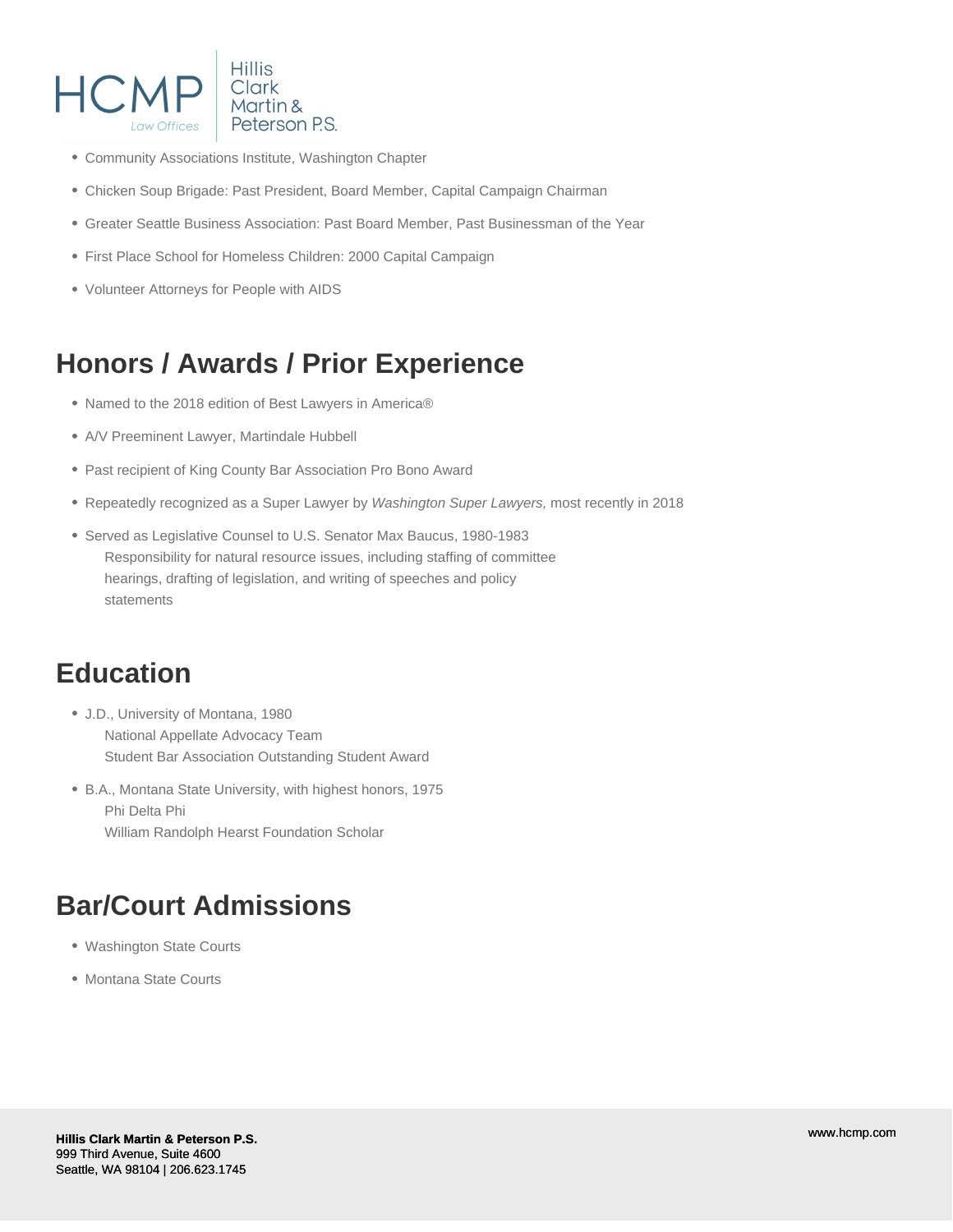- Community Associations Institute, Washington Chapter
- Chicken Soup Brigade: Past President, Board Member, Capital Campaign Chairman
- Greater Seattle Business Association: Past Board Member, Past Businessman of the Year
- First Place School for Homeless Children: 2000 Capital Campaign
- Volunteer Attorneys for People with AIDS

## Honors / Awards / Prior Experience

- Named to the 2018 edition of Best Lawyers in America®
- A/V Preeminent Lawyer, Martindale Hubbell
- Past recipient of King County Bar Association Pro Bono Award
- Repeatedly recognized as a Super Lawyer by *Washington Super Lawyers,* most recently in 2018
- Served as Legislative Counsel to U.S. Senator Max Baucus, 1980-1983
  Responsibility for natural resource issues, including staffing of committee hearings, drafting of legislation, and writing of speeches and policy statements

## Education

- J.D., University of Montana, 1980
  National Appellate Advocacy Team
  Student Bar Association Outstanding Student Award
- B.A., Montana State University, with highest honors, 1975
  Phi Delta Phi
  William Randolph Hearst Foundation Scholar

## Bar/Court Admissions

- Washington State Courts
- Montana State Courts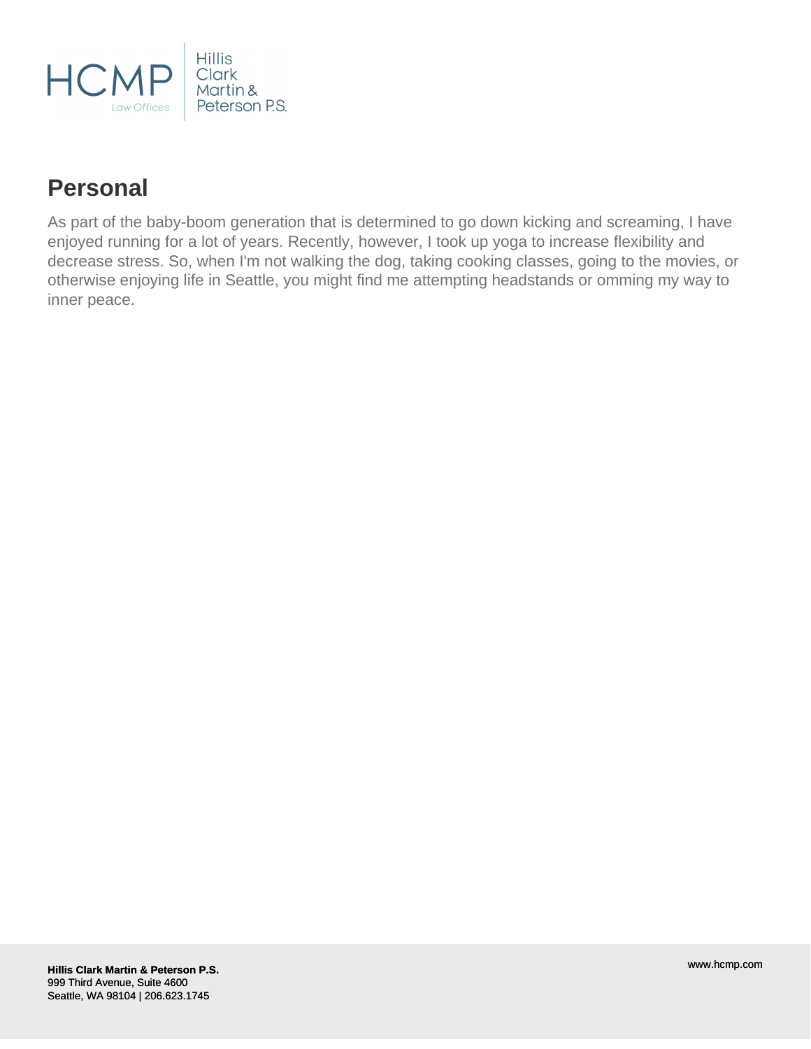## Personal

As part of the baby-boom generation that is determined to go down kicking and screaming, I have enjoyed running for a lot of years. Recently, however, I took up yoga to increase flexibility and decrease stress. So, when I'm not walking the dog, taking cooking classes, going to the movies, or otherwise enjoying life in Seattle, you might find me attempting headstands or omming my way to inner peace.